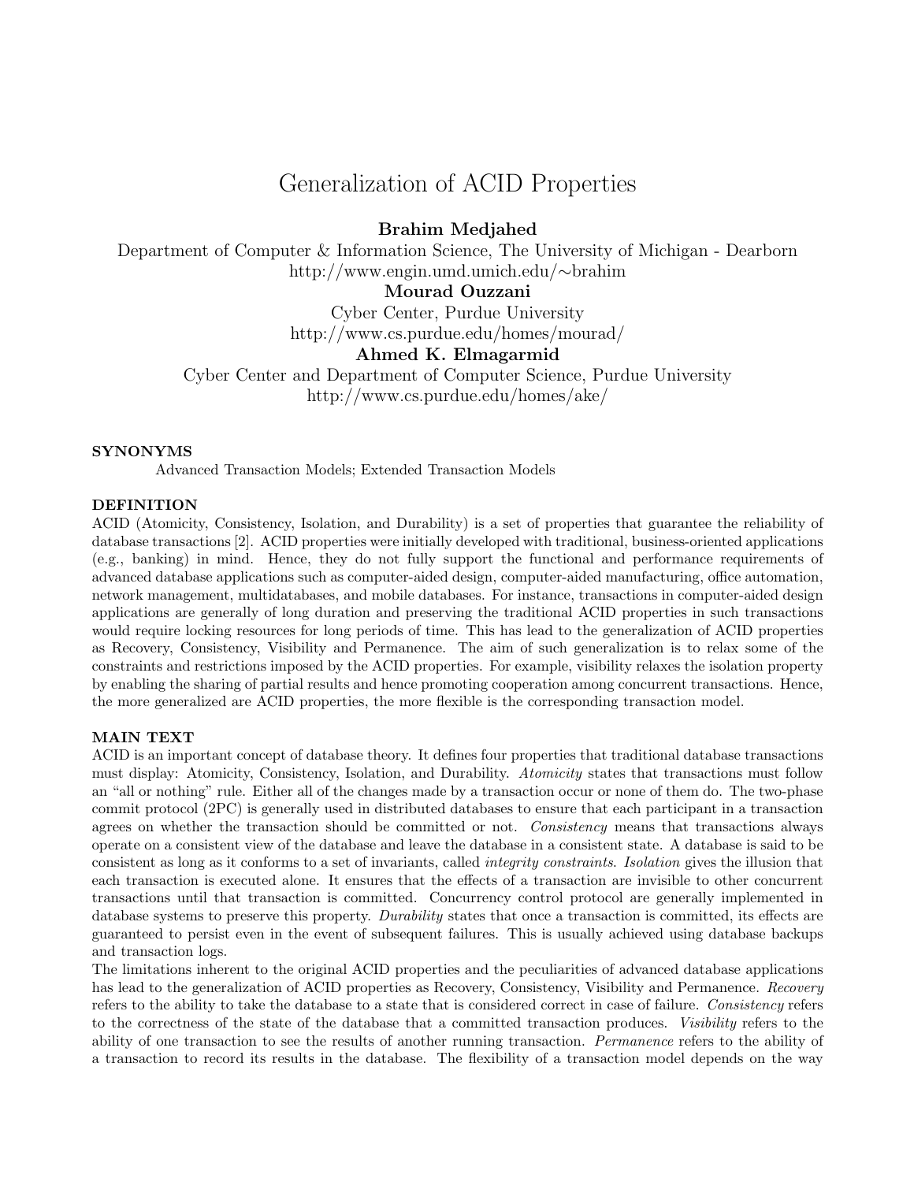# Generalization of ACID Properties

**Brahim Medjahed**

Department of Computer & Information Science, The University of Michigan - Dearborn
http://www.engin.umd.umich.edu/∼brahim

**Mourad Ouzzani**

Cyber Center, Purdue University
http://www.cs.purdue.edu/homes/mourad/

**Ahmed K. Elmagarmid**

Cyber Center and Department of Computer Science, Purdue University
http://www.cs.purdue.edu/homes/ake/

## SYNONYMS

Advanced Transaction Models; Extended Transaction Models

## DEFINITION

ACID (Atomicity, Consistency, Isolation, and Durability) is a set of properties that guarantee the reliability of database transactions [2]. ACID properties were initially developed with traditional, business-oriented applications (e.g., banking) in mind. Hence, they do not fully support the functional and performance requirements of advanced database applications such as computer-aided design, computer-aided manufacturing, office automation, network management, multidatabases, and mobile databases. For instance, transactions in computer-aided design applications are generally of long duration and preserving the traditional ACID properties in such transactions would require locking resources for long periods of time. This has lead to the generalization of ACID properties as Recovery, Consistency, Visibility and Permanence. The aim of such generalization is to relax some of the constraints and restrictions imposed by the ACID properties. For example, visibility relaxes the isolation property by enabling the sharing of partial results and hence promoting cooperation among concurrent transactions. Hence, the more generalized are ACID properties, the more flexible is the corresponding transaction model.

## MAIN TEXT

ACID is an important concept of database theory. It defines four properties that traditional database transactions must display: Atomicity, Consistency, Isolation, and Durability. *Atomicity* states that transactions must follow an "all or nothing" rule. Either all of the changes made by a transaction occur or none of them do. The two-phase commit protocol (2PC) is generally used in distributed databases to ensure that each participant in a transaction agrees on whether the transaction should be committed or not. *Consistency* means that transactions always operate on a consistent view of the database and leave the database in a consistent state. A database is said to be consistent as long as it conforms to a set of invariants, called *integrity constraints*. *Isolation* gives the illusion that each transaction is executed alone. It ensures that the effects of a transaction are invisible to other concurrent transactions until that transaction is committed. Concurrency control protocol are generally implemented in database systems to preserve this property. *Durability* states that once a transaction is committed, its effects are guaranteed to persist even in the event of subsequent failures. This is usually achieved using database backups and transaction logs.

The limitations inherent to the original ACID properties and the peculiarities of advanced database applications has lead to the generalization of ACID properties as Recovery, Consistency, Visibility and Permanence. *Recovery* refers to the ability to take the database to a state that is considered correct in case of failure. *Consistency* refers to the correctness of the state of the database that a committed transaction produces. *Visibility* refers to the ability of one transaction to see the results of another running transaction. *Permanence* refers to the ability of a transaction to record its results in the database. The flexibility of a transaction model depends on the way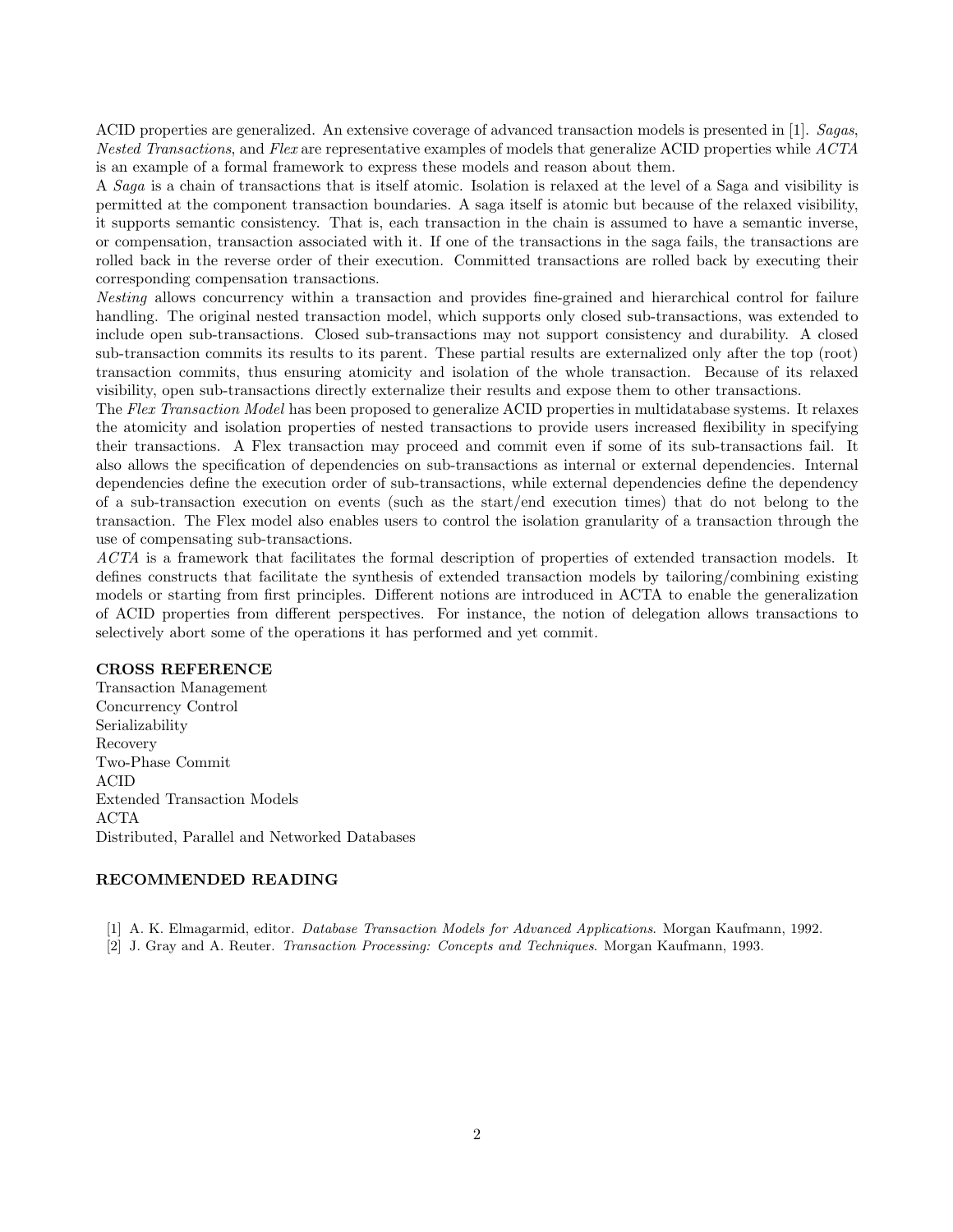ACID properties are generalized. An extensive coverage of advanced transaction models is presented in [1]. *Sagas*, *Nested Transactions*, and *Flex* are representative examples of models that generalize ACID properties while *ACTA* is an example of a formal framework to express these models and reason about them.

A *Saga* is a chain of transactions that is itself atomic. Isolation is relaxed at the level of a Saga and visibility is permitted at the component transaction boundaries. A saga itself is atomic but because of the relaxed visibility, it supports semantic consistency. That is, each transaction in the chain is assumed to have a semantic inverse, or compensation, transaction associated with it. If one of the transactions in the saga fails, the transactions are rolled back in the reverse order of their execution. Committed transactions are rolled back by executing their corresponding compensation transactions.

*Nesting* allows concurrency within a transaction and provides fine-grained and hierarchical control for failure handling. The original nested transaction model, which supports only closed sub-transactions, was extended to include open sub-transactions. Closed sub-transactions may not support consistency and durability. A closed sub-transaction commits its results to its parent. These partial results are externalized only after the top (root) transaction commits, thus ensuring atomicity and isolation of the whole transaction. Because of its relaxed visibility, open sub-transactions directly externalize their results and expose them to other transactions.

The *Flex Transaction Model* has been proposed to generalize ACID properties in multidatabase systems. It relaxes the atomicity and isolation properties of nested transactions to provide users increased flexibility in specifying their transactions. A Flex transaction may proceed and commit even if some of its sub-transactions fail. It also allows the specification of dependencies on sub-transactions as internal or external dependencies. Internal dependencies define the execution order of sub-transactions, while external dependencies define the dependency of a sub-transaction execution on events (such as the start/end execution times) that do not belong to the transaction. The Flex model also enables users to control the isolation granularity of a transaction through the use of compensating sub-transactions.

*ACTA* is a framework that facilitates the formal description of properties of extended transaction models. It defines constructs that facilitate the synthesis of extended transaction models by tailoring/combining existing models or starting from first principles. Different notions are introduced in ACTA to enable the generalization of ACID properties from different perspectives. For instance, the notion of delegation allows transactions to selectively abort some of the operations it has performed and yet commit.

## CROSS REFERENCE

Transaction Management
Concurrency Control
Serializability
Recovery
Two-Phase Commit
ACID
Extended Transaction Models
ACTA
Distributed, Parallel and Networked Databases

## RECOMMENDED READING

[1] A. K. Elmagarmid, editor. *Database Transaction Models for Advanced Applications*. Morgan Kaufmann, 1992.

[2] J. Gray and A. Reuter. *Transaction Processing: Concepts and Techniques*. Morgan Kaufmann, 1993.